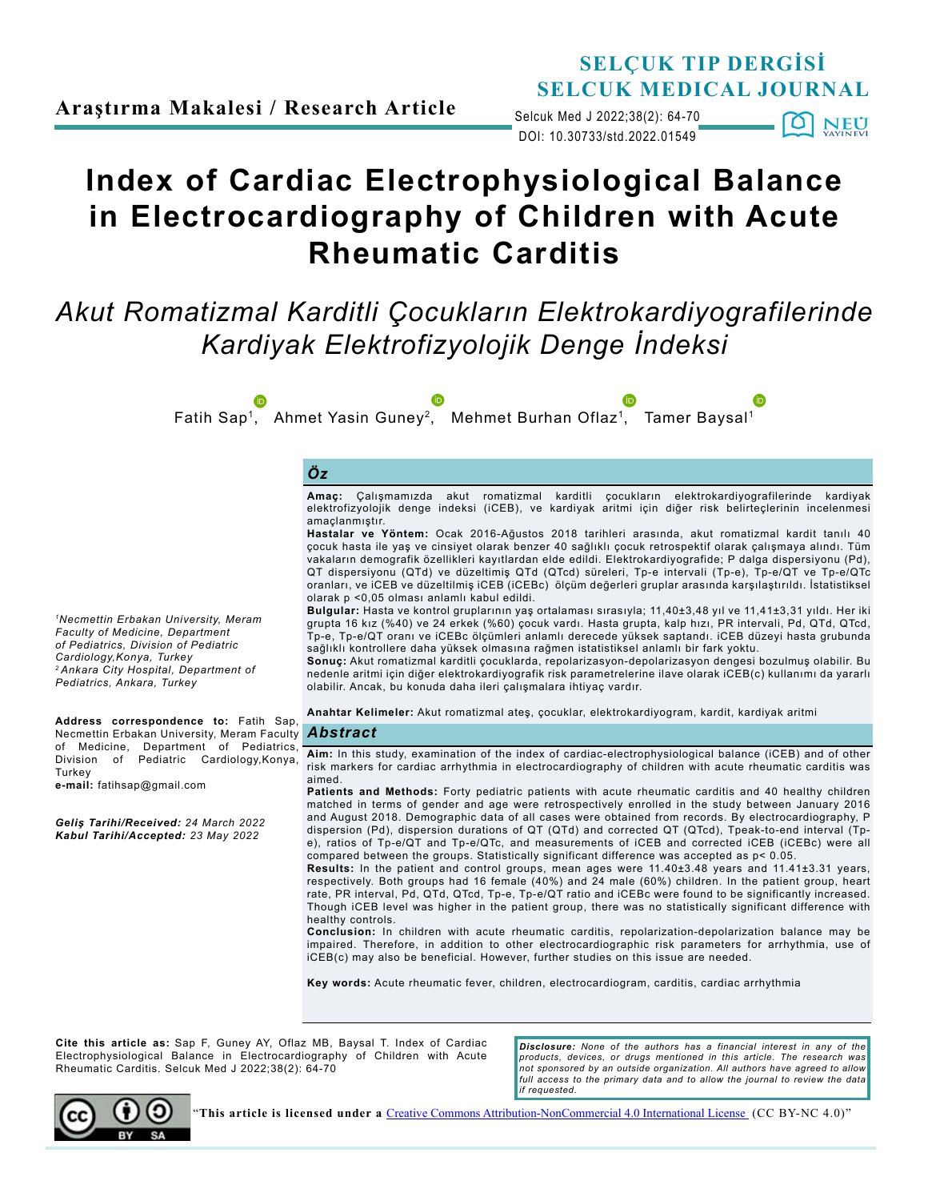Araştırma Makalesi / Research Article

# Index of Cardiac Electrophysiological Balance in Electrocardiography of Children with Acute Rheumatic Carditis

## *Akut Romatizmal Karditli Çocukların Elektrokardiyografilerinde Kardiyak Elektrofizyolojik Denge İndeksi*

Fatih Sap[1], Ahmet Yasin Guney[2], Mehmet Burhan Oflaz[1], Tamer Baysal[1]

*[1]Necmettin Erbakan University, Meram Faculty of Medicine, Department of Pediatrics, Division of Pediatric Cardiology,Konya, Turkey*
*[2]Ankara City Hospital, Department of Pediatrics, Ankara, Turkey*

**Address correspondence to:** Fatih Sap, Necmettin Erbakan University, Meram Faculty of Medicine, Department of Pediatrics, Division of Pediatric Cardiology,Konya, Turkey
**e-mail:** fatihsap@gmail.com

***Geliş Tarihi/Received:*** *24 March 2022*
***Kabul Tarihi/Accepted:*** *23 May 2022*

### *Öz*

**Amaç:** Çalışmamızda akut romatizmal karditli çocukların elektrokardiyografilerinde kardiyak elektrofizyolojik denge indeksi (iCEB), ve kardiyak aritmi için diğer risk belirteçlerinin incelenmesi amaçlanmıştır.

**Hastalar ve Yöntem:** Ocak 2016-Ağustos 2018 tarihleri arasında, akut romatizmal kardit tanılı 40 çocuk hasta ile yaş ve cinsiyet olarak benzer 40 sağlıklı çocuk retrospektif olarak çalışmaya alındı. Tüm vakaların demografik özellikleri kayıtlardan elde edildi. Elektrokardiyografide; P dalga dispersiyonu (Pd), QT dispersiyonu (QTd) ve düzeltimiş QTd (QTcd) süreleri, Tp-e intervali (Tp-e), Tp-e/QT ve Tp-e/QTc oranları, ve iCEB ve düzeltilmiş iCEB (iCEBc) ölçüm değerleri gruplar arasında karşılaştırıldı. İstatistiksel olarak p <0,05 olması anlamlı kabul edildi.

**Bulgular:** Hasta ve kontrol gruplarının yaş ortalaması sırasıyla; 11,40±3,48 yıl ve 11,41±3,31 yıldı. Her iki grupta 16 kız (%40) ve 24 erkek (%60) çocuk vardı. Hasta grupta, kalp hızı, PR intervali, Pd, QTd, QTcd, Tp-e, Tp-e/QT oranı ve iCEBc ölçümleri anlamlı derecede yüksek saptandı. iCEB düzeyi hasta grubunda sağlıklı kontrollere daha yüksek olmasına rağmen istatistiksel anlamlı bir fark yoktu.

**Sonuç:** Akut romatizmal karditli çocuklarda, repolarizasyon-depolarizasyon dengesi bozulmuş olabilir. Bu nedenle aritmi için diğer elektrokardiyografik risk parametrelerine ilave olarak iCEB(c) kullanımı da yararlı olabilir. Ancak, bu konuda daha ileri çalışmalara ihtiyaç vardır.

**Anahtar Kelimeler:** Akut romatizmal ateş, çocuklar, elektrokardiyogram, kardit, kardiyak aritmi

### *Abstract*

**Aim:** In this study, examination of the index of cardiac-electrophysiological balance (iCEB) and of other risk markers for cardiac arrhythmia in electrocardiography of children with acute rheumatic carditis was aimed.

**Patients and Methods:** Forty pediatric patients with acute rheumatic carditis and 40 healthy children matched in terms of gender and age were retrospectively enrolled in the study between January 2016 and August 2018. Demographic data of all cases were obtained from records. By electrocardiography, P dispersion (Pd), dispersion durations of QT (QTd) and corrected QT (QTcd), Tpeak-to-end interval (Tp-e), ratios of Tp-e/QT and Tp-e/QTc, and measurements of iCEB and corrected iCEB (iCEBc) were all compared between the groups. Statistically significant difference was accepted as p< 0.05.

**Results:** In the patient and control groups, mean ages were 11.40±3.48 years and 11.41±3.31 years, respectively. Both groups had 16 female (40%) and 24 male (60%) children. In the patient group, heart rate, PR interval, Pd, QTd, QTcd, Tp-e, Tp-e/QT ratio and iCEBc were found to be significantly increased. Though iCEB level was higher in the patient group, there was no statistically significant difference with healthy controls.

**Conclusion:** In children with acute rheumatic carditis, repolarization-depolarization balance may be impaired. Therefore, in addition to other electrocardiographic risk parameters for arrhythmia, use of iCEB(c) may also be beneficial. However, further studies on this issue are needed.

**Key words:** Acute rheumatic fever, children, electrocardiogram, carditis, cardiac arrhythmia

**Cite this article as:** Sap F, Guney AY, Oflaz MB, Baysal T. Index of Cardiac Electrophysiological Balance in Electrocardiography of Children with Acute Rheumatic Carditis. Selcuk Med J 2022;38(2): 64-70

***Disclosure:*** *None of the authors has a financial interest in any of the products, devices, or drugs mentioned in this article. The research was not sponsored by an outside organization. All authors have agreed to allow full access to the primary data and to allow the journal to review the data if requested.*

"**This article is licensed under a** Creative Commons Attribution-NonCommercial 4.0 International License (CC BY-NC 4.0)"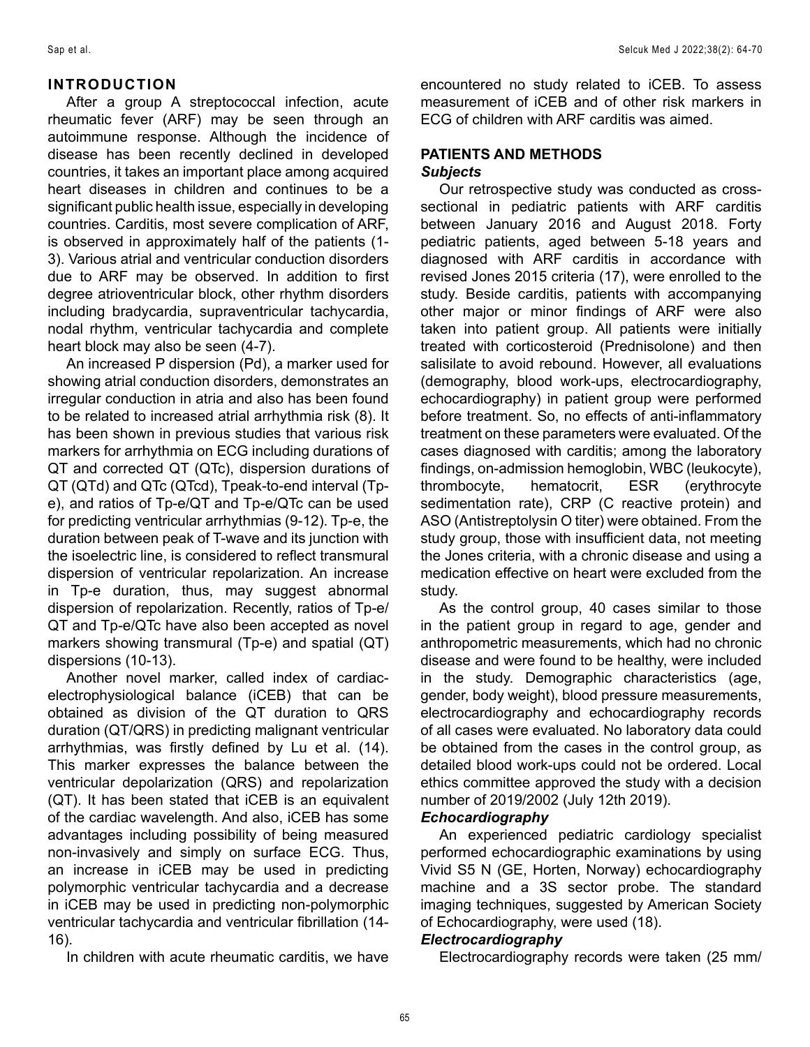## INTRODUCTION

After a group A streptococcal infection, acute rheumatic fever (ARF) may be seen through an autoimmune response. Although the incidence of disease has been recently declined in developed countries, it takes an important place among acquired heart diseases in children and continues to be a significant public health issue, especially in developing countries. Carditis, most severe complication of ARF, is observed in approximately half of the patients (1-3). Various atrial and ventricular conduction disorders due to ARF may be observed. In addition to first degree atrioventricular block, other rhythm disorders including bradycardia, supraventricular tachycardia, nodal rhythm, ventricular tachycardia and complete heart block may also be seen (4-7).

An increased P dispersion (Pd), a marker used for showing atrial conduction disorders, demonstrates an irregular conduction in atria and also has been found to be related to increased atrial arrhythmia risk (8). It has been shown in previous studies that various risk markers for arrhythmia on ECG including durations of QT and corrected QT (QTc), dispersion durations of QT (QTd) and QTc (QTcd), Tpeak-to-end interval (Tp-e), and ratios of Tp-e/QT and Tp-e/QTc can be used for predicting ventricular arrhythmias (9-12). Tp-e, the duration between peak of T-wave and its junction with the isoelectric line, is considered to reflect transmural dispersion of ventricular repolarization. An increase in Tp-e duration, thus, may suggest abnormal dispersion of repolarization. Recently, ratios of Tp-e/QT and Tp-e/QTc have also been accepted as novel markers showing transmural (Tp-e) and spatial (QT) dispersions (10-13).

Another novel marker, called index of cardiac-electrophysiological balance (iCEB) that can be obtained as division of the QT duration to QRS duration (QT/QRS) in predicting malignant ventricular arrhythmias, was firstly defined by Lu et al. (14). This marker expresses the balance between the ventricular depolarization (QRS) and repolarization (QT). It has been stated that iCEB is an equivalent of the cardiac wavelength. And also, iCEB has some advantages including possibility of being measured non-invasively and simply on surface ECG. Thus, an increase in iCEB may be used in predicting polymorphic ventricular tachycardia and a decrease in iCEB may be used in predicting non-polymorphic ventricular tachycardia and ventricular fibrillation (14-16).

In children with acute rheumatic carditis, we have encountered no study related to iCEB. To assess measurement of iCEB and of other risk markers in ECG of children with ARF carditis was aimed.

## PATIENTS AND METHODS

### *Subjects*

Our retrospective study was conducted as cross-sectional in pediatric patients with ARF carditis between January 2016 and August 2018. Forty pediatric patients, aged between 5-18 years and diagnosed with ARF carditis in accordance with revised Jones 2015 criteria (17), were enrolled to the study. Beside carditis, patients with accompanying other major or minor findings of ARF were also taken into patient group. All patients were initially treated with corticosteroid (Prednisolone) and then salisilate to avoid rebound. However, all evaluations (demography, blood work-ups, electrocardiography, echocardiography) in patient group were performed before treatment. So, no effects of anti-inflammatory treatment on these parameters were evaluated. Of the cases diagnosed with carditis; among the laboratory findings, on-admission hemoglobin, WBC (leukocyte), thrombocyte, hematocrit, ESR (erythrocyte sedimentation rate), CRP (C reactive protein) and ASO (Antistreptolysin O titer) were obtained. From the study group, those with insufficient data, not meeting the Jones criteria, with a chronic disease and using a medication effective on heart were excluded from the study.

As the control group, 40 cases similar to those in the patient group in regard to age, gender and anthropometric measurements, which had no chronic disease and were found to be healthy, were included in the study. Demographic characteristics (age, gender, body weight), blood pressure measurements, electrocardiography and echocardiography records of all cases were evaluated. No laboratory data could be obtained from the cases in the control group, as detailed blood work-ups could not be ordered. Local ethics committee approved the study with a decision number of 2019/2002 (July 12th 2019).

### *Echocardiography*

An experienced pediatric cardiology specialist performed echocardiographic examinations by using Vivid S5 N (GE, Horten, Norway) echocardiography machine and a 3S sector probe. The standard imaging techniques, suggested by American Society of Echocardiography, were used (18).

### *Electrocardiography*

Electrocardiography records were taken (25 mm/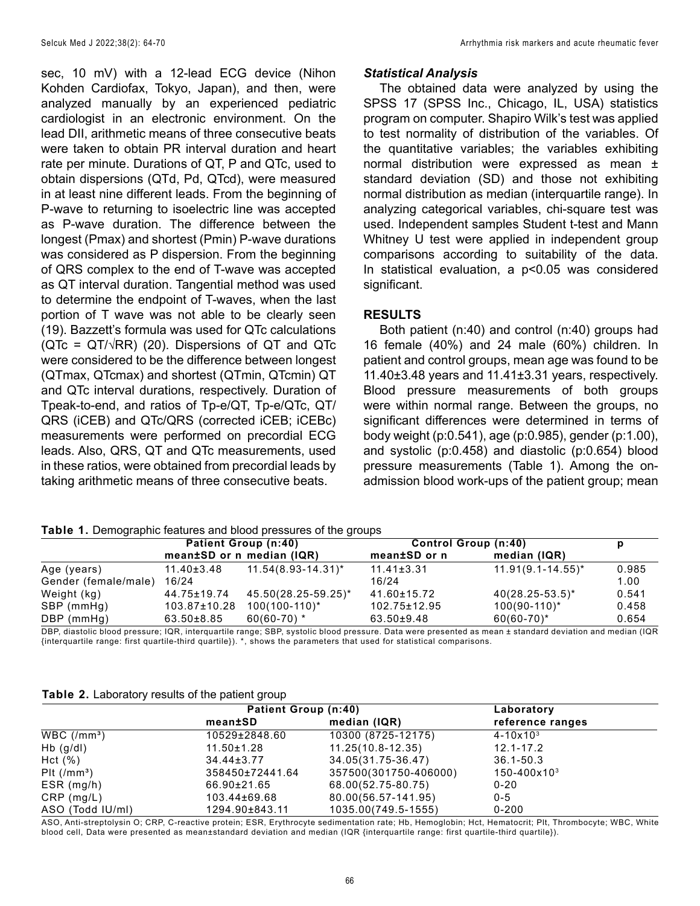sec, 10 mV) with a 12-lead ECG device (Nihon Kohden Cardiofax, Tokyo, Japan), and then, were analyzed manually by an experienced pediatric cardiologist in an electronic environment. On the lead DII, arithmetic means of three consecutive beats were taken to obtain PR interval duration and heart rate per minute. Durations of QT, P and QTc, used to obtain dispersions (QTd, Pd, QTcd), were measured in at least nine different leads. From the beginning of P-wave to returning to isoelectric line was accepted as P-wave duration. The difference between the longest (Pmax) and shortest (Pmin) P-wave durations was considered as P dispersion. From the beginning of QRS complex to the end of T-wave was accepted as QT interval duration. Tangential method was used to determine the endpoint of T-waves, when the last portion of T wave was not able to be clearly seen (19). Bazzett's formula was used for QTc calculations (QTc = QT/√RR) (20). Dispersions of QT and QTc were considered to be the difference between longest (QTmax, QTcmax) and shortest (QTmin, QTcmin) QT and QTc interval durations, respectively. Duration of Tpeak-to-end, and ratios of Tp-e/QT, Tp-e/QTc, QT/QRS (iCEB) and QTc/QRS (corrected iCEB; iCEBc) measurements were performed on precordial ECG leads. Also, QRS, QT and QTc measurements, used in these ratios, were obtained from precordial leads by taking arithmetic means of three consecutive beats.

### *Statistical Analysis*

The obtained data were analyzed by using the SPSS 17 (SPSS Inc., Chicago, IL, USA) statistics program on computer. Shapiro Wilk's test was applied to test normality of distribution of the variables. Of the quantitative variables; the variables exhibiting normal distribution were expressed as mean ± standard deviation (SD) and those not exhibiting normal distribution as median (interquartile range). In analyzing categorical variables, chi-square test was used. Independent samples Student t-test and Mann Whitney U test were applied in independent group comparisons according to suitability of the data. In statistical evaluation, a $p<0.05$ was considered significant.

## RESULTS

Both patient (n:40) and control (n:40) groups had 16 female (40%) and 24 male (60%) children. In patient and control groups, mean age was found to be 11.40±3.48 years and 11.41±3.31 years, respectively. Blood pressure measurements of both groups were within normal range. Between the groups, no significant differences were determined in terms of body weight (p:0.541), age (p:0.985), gender (p:1.00), and systolic (p:0.458) and diastolic (p:0.654) blood pressure measurements (Table 1). Among the on-admission blood work-ups of the patient group; mean

**Table 1.** Demographic features and blood pressures of the groups

| | Patient Group (n:40) | | Control Group (n:40) | | p |
|---|---|---|---|---|---|
| | mean±SD or n | median (IQR) | mean±SD or n | median (IQR) | |
| Age (years) | 11.40±3.48 | 11.54(8.93-14.31)* | 11.41±3.31 | 11.91(9.1-14.55)* | 0.985 |
| Gender (female/male) | 16/24 | | 16/24 | | 1.00 |
| Weight (kg) | 44.75±19.74 | 45.50(28.25-59.25)* | 41.60±15.72 | 40(28.25-53.5)* | 0.541 |
| SBP (mmHg) | 103.87±10.28 | 100(100-110)* | 102.75±12.95 | 100(90-110)* | 0.458 |
| DBP (mmHg) | 63.50±8.85 | 60(60-70) * | 63.50±9.48 | 60(60-70)* | 0.654 |

DBP, diastolic blood pressure; IQR, interquartile range; SBP, systolic blood pressure. Data were presented as mean ± standard deviation and median (IQR {interquartile range: first quartile-third quartile}). *, shows the parameters that used for statistical comparisons.

**Table 2.** Laboratory results of the patient group

| | Patient Group (n:40) | | Laboratory reference ranges |
|---|---|---|---|
| | mean±SD | median (IQR) | |
| WBC (/mm³) | 10529±2848.60 | 10300 (8725-12175) | 4-10x10³ |
| Hb (g/dl) | 11.50±1.28 | 11.25(10.8-12.35) | 12.1-17.2 |
| Hct (%) | 34.44±3.77 | 34.05(31.75-36.47) | 36.1-50.3 |
| Plt (/mm³) | 358450±72441.64 | 357500(301750-406000) | 150-400x10³ |
| ESR (mg/h) | 66.90±21.65 | 68.00(52.75-80.75) | 0-20 |
| CRP (mg/L) | 103.44±69.68 | 80.00(56.57-141.95) | 0-5 |
| ASO (Todd IU/ml) | 1294.90±843.11 | 1035.00(749.5-1555) | 0-200 |

ASO, Anti-streptolysin O; CRP, C-reactive protein; ESR, Erythrocyte sedimentation rate; Hb, Hemoglobin; Hct, Hematocrit; Plt, Thrombocyte; WBC, White blood cell, Data were presented as mean±standard deviation and median (IQR {interquartile range: first quartile-third quartile}).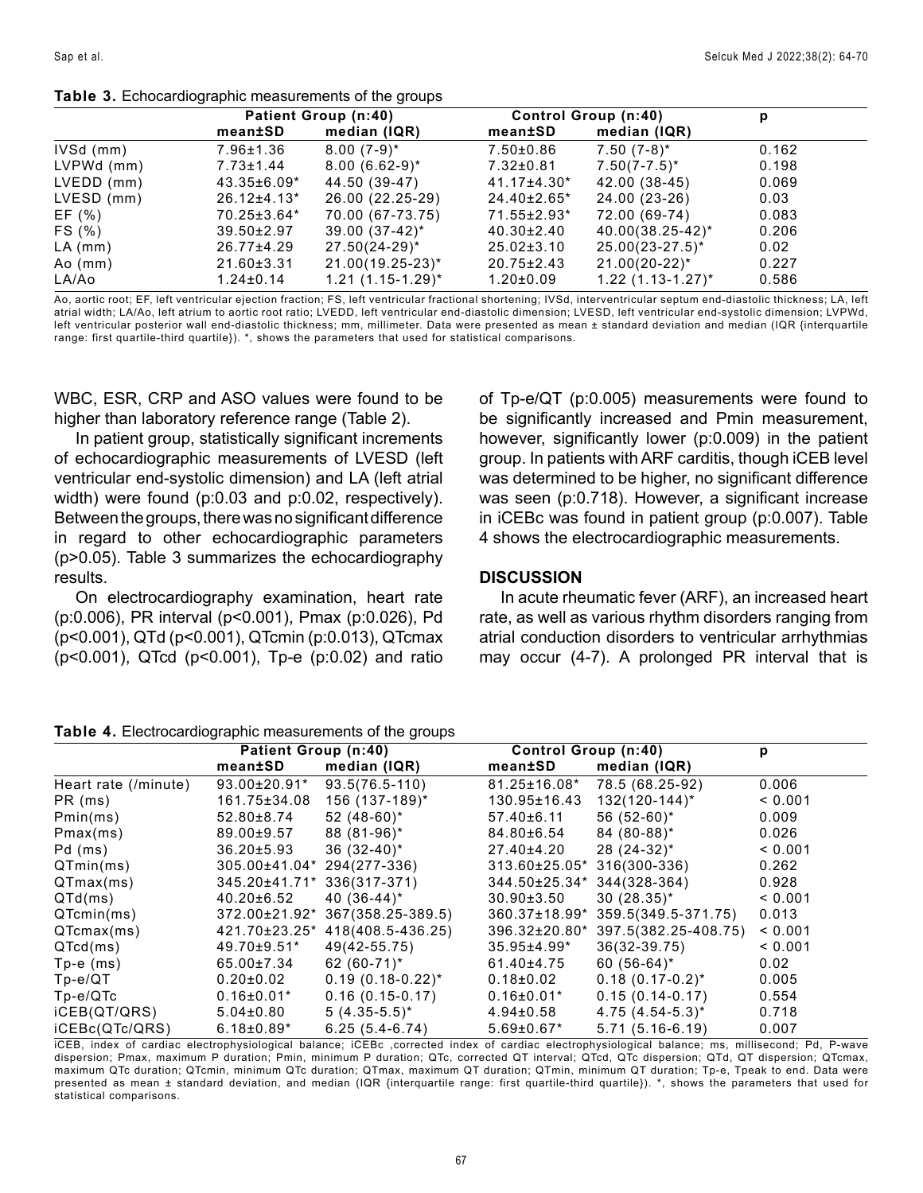**Table 3.** Echocardiographic measurements of the groups

| | Patient Group (n:40) | | Control Group (n:40) | | p |
|---|---|---|---|---|---|
| | mean±SD | median (IQR) | mean±SD | median (IQR) | |
| IVSd (mm) | 7.96±1.36 | 8.00 (7-9)* | 7.50±0.86 | 7.50 (7-8)* | 0.162 |
| LVPWd (mm) | 7.73±1.44 | 8.00 (6.62-9)* | 7.32±0.81 | 7.50(7-7.5)* | 0.198 |
| LVEDD (mm) | 43.35±6.09* | 44.50 (39-47) | 41.17±4.30* | 42.00 (38-45) | 0.069 |
| LVESD (mm) | 26.12±4.13* | 26.00 (22.25-29) | 24.40±2.65* | 24.00 (23-26) | 0.03 |
| EF (%) | 70.25±3.64* | 70.00 (67-73.75) | 71.55±2.93* | 72.00 (69-74) | 0.083 |
| FS (%) | 39.50±2.97 | 39.00 (37-42)* | 40.30±2.40 | 40.00(38.25-42)* | 0.206 |
| LA (mm) | 26.77±4.29 | 27.50(24-29)* | 25.02±3.10 | 25.00(23-27.5)* | 0.02 |
| Ao (mm) | 21.60±3.31 | 21.00(19.25-23)* | 20.75±2.43 | 21.00(20-22)* | 0.227 |
| LA/Ao | 1.24±0.14 | 1.21 (1.15-1.29)* | 1.20±0.09 | 1.22 (1.13-1.27)* | 0.586 |

Ao, aortic root; EF, left ventricular ejection fraction; FS, left ventricular fractional shortening; IVSd, interventricular septum end-diastolic thickness; LA, left atrial width; LA/Ao, left atrium to aortic root ratio; LVEDD, left ventricular end-diastolic dimension; LVESD, left ventricular end-systolic dimension; LVPWd, left ventricular posterior wall end-diastolic thickness; mm, millimeter. Data were presented as mean ± standard deviation and median (IQR {interquartile range: first quartile-third quartile}). *, shows the parameters that used for statistical comparisons.

WBC, ESR, CRP and ASO values were found to be higher than laboratory reference range (Table 2).

In patient group, statistically significant increments of echocardiographic measurements of LVESD (left ventricular end-systolic dimension) and LA (left atrial width) were found (p:0.03 and p:0.02, respectively). Between the groups, there was no significant difference in regard to other echocardiographic parameters (p>0.05). Table 3 summarizes the echocardiography results.

On electrocardiography examination, heart rate (p:0.006), PR interval (p<0.001), Pmax (p:0.026), Pd (p<0.001), QTd (p<0.001), QTcmin (p:0.013), QTcmax (p<0.001), QTcd (p<0.001), Tp-e (p:0.02) and ratio of Tp-e/QT (p:0.005) measurements were found to be significantly increased and Pmin measurement, however, significantly lower (p:0.009) in the patient group. In patients with ARF carditis, though iCEB level was determined to be higher, no significant difference was seen (p:0.718). However, a significant increase in iCEBc was found in patient group (p:0.007). Table 4 shows the electrocardiographic measurements.

## DISCUSSION

In acute rheumatic fever (ARF), an increased heart rate, as well as various rhythm disorders ranging from atrial conduction disorders to ventricular arrhythmias may occur (4-7). A prolonged PR interval that is

**Table 4.** Electrocardiographic measurements of the groups

| | Patient Group (n:40) | | Control Group (n:40) | | p |
|---|---|---|---|---|---|
| | mean±SD | median (IQR) | mean±SD | median (IQR) | |
| Heart rate (/minute) | 93.00±20.91* | 93.5(76.5-110) | 81.25±16.08* | 78.5 (68.25-92) | 0.006 |
| PR (ms) | 161.75±34.08 | 156 (137-189)* | 130.95±16.43 | 132(120-144)* | < 0.001 |
| Pmin(ms) | 52.80±8.74 | 52 (48-60)* | 57.40±6.11 | 56 (52-60)* | 0.009 |
| Pmax(ms) | 89.00±9.57 | 88 (81-96)* | 84.80±6.54 | 84 (80-88)* | 0.026 |
| Pd (ms) | 36.20±5.93 | 36 (32-40)* | 27.40±4.20 | 28 (24-32)* | < 0.001 |
| QTmin(ms) | 305.00±41.04* | 294(277-336) | 313.60±25.05* | 316(300-336) | 0.262 |
| QTmax(ms) | 345.20±41.71* | 336(317-371) | 344.50±25.34* | 344(328-364) | 0.928 |
| QTd(ms) | 40.20±6.52 | 40 (36-44)* | 30.90±3.50 | 30 (28.35)* | < 0.001 |
| QTcmin(ms) | 372.00±21.92* | 367(358.25-389.5) | 360.37±18.99* | 359.5(349.5-371.75) | 0.013 |
| QTcmax(ms) | 421.70±23.25* | 418(408.5-436.25) | 396.32±20.80* | 397.5(382.25-408.75) | < 0.001 |
| QTcd(ms) | 49.70±9.51* | 49(42-55.75) | 35.95±4.99* | 36(32-39.75) | < 0.001 |
| Tp-e (ms) | 65.00±7.34 | 62 (60-71)* | 61.40±4.75 | 60 (56-64)* | 0.02 |
| Tp-e/QT | 0.20±0.02 | 0.19 (0.18-0.22)* | 0.18±0.02 | 0.18 (0.17-0.2)* | 0.005 |
| Tp-e/QTc | 0.16±0.01* | 0.16 (0.15-0.17) | 0.16±0.01* | 0.15 (0.14-0.17) | 0.554 |
| iCEB(QT/QRS) | 5.04±0.80 | 5 (4.35-5.5)* | 4.94±0.58 | 4.75 (4.54-5.3)* | 0.718 |
| iCEBc(QTc/QRS) | 6.18±0.89* | 6.25 (5.4-6.74) | 5.69±0.67* | 5.71 (5.16-6.19) | 0.007 |

iCEB, index of cardiac electrophysiological balance; iCEBc ,corrected index of cardiac electrophysiological balance; ms, millisecond; Pd, P-wave dispersion; Pmax, maximum P duration; Pmin, minimum P duration; QTc, corrected QT interval; QTcd, QTc dispersion; QTd, QT dispersion; QTcmax, maximum QTc duration; QTcmin, minimum QTc duration; QTmax, maximum QT duration; QTmin, minimum QT duration; Tp-e, Tpeak to end. Data were presented as mean ± standard deviation, and median (IQR {interquartile range: first quartile-third quartile}). *, shows the parameters that used for statistical comparisons.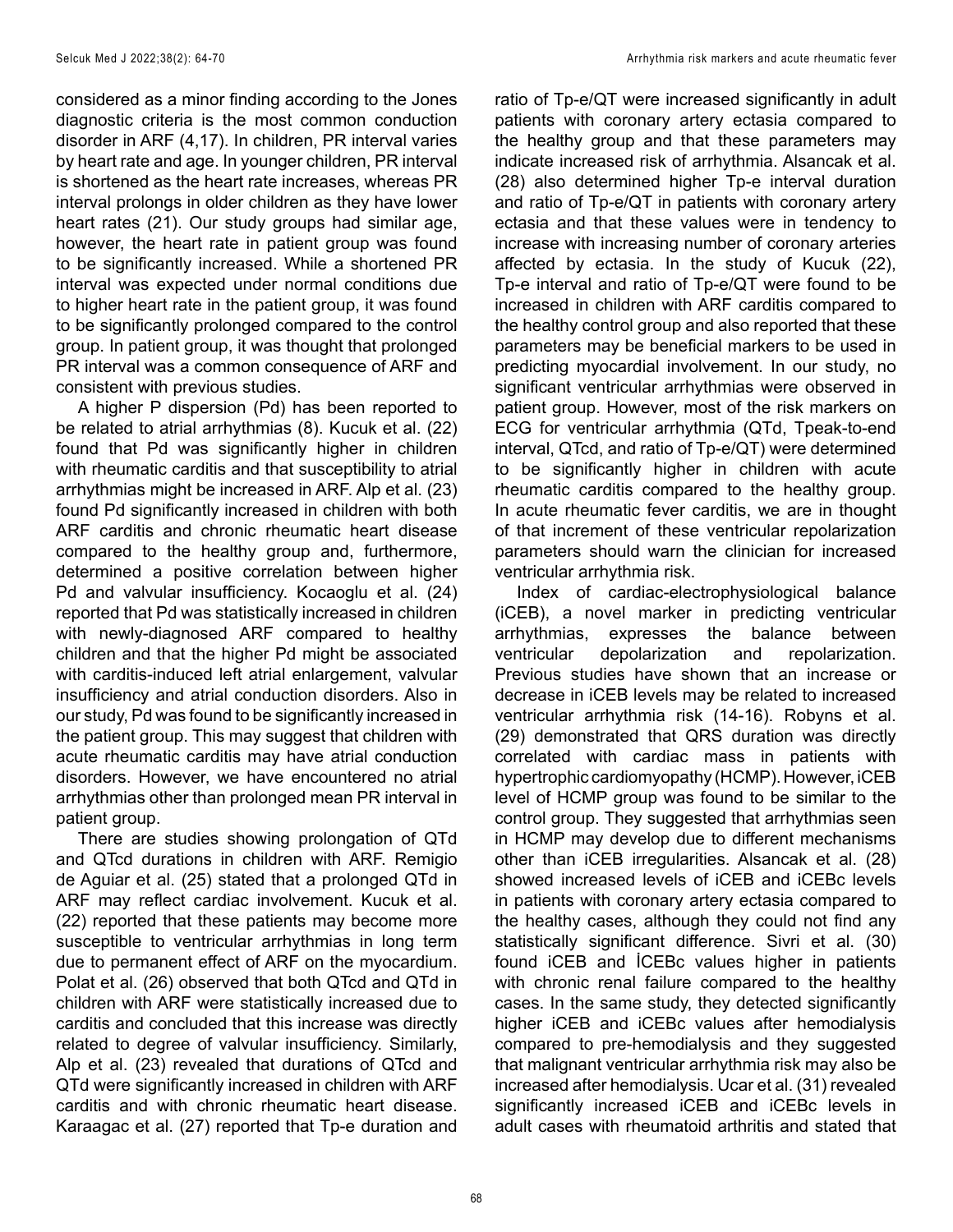considered as a minor finding according to the Jones diagnostic criteria is the most common conduction disorder in ARF (4,17). In children, PR interval varies by heart rate and age. In younger children, PR interval is shortened as the heart rate increases, whereas PR interval prolongs in older children as they have lower heart rates (21). Our study groups had similar age, however, the heart rate in patient group was found to be significantly increased. While a shortened PR interval was expected under normal conditions due to higher heart rate in the patient group, it was found to be significantly prolonged compared to the control group. In patient group, it was thought that prolonged PR interval was a common consequence of ARF and consistent with previous studies.

A higher P dispersion (Pd) has been reported to be related to atrial arrhythmias (8). Kucuk et al. (22) found that Pd was significantly higher in children with rheumatic carditis and that susceptibility to atrial arrhythmias might be increased in ARF. Alp et al. (23) found Pd significantly increased in children with both ARF carditis and chronic rheumatic heart disease compared to the healthy group and, furthermore, determined a positive correlation between higher Pd and valvular insufficiency. Kocaoglu et al. (24) reported that Pd was statistically increased in children with newly-diagnosed ARF compared to healthy children and that the higher Pd might be associated with carditis-induced left atrial enlargement, valvular insufficiency and atrial conduction disorders. Also in our study, Pd was found to be significantly increased in the patient group. This may suggest that children with acute rheumatic carditis may have atrial conduction disorders. However, we have encountered no atrial arrhythmias other than prolonged mean PR interval in patient group.

There are studies showing prolongation of QTd and QTcd durations in children with ARF. Remigio de Aguiar et al. (25) stated that a prolonged QTd in ARF may reflect cardiac involvement. Kucuk et al. (22) reported that these patients may become more susceptible to ventricular arrhythmias in long term due to permanent effect of ARF on the myocardium. Polat et al. (26) observed that both QTcd and QTd in children with ARF were statistically increased due to carditis and concluded that this increase was directly related to degree of valvular insufficiency. Similarly, Alp et al. (23) revealed that durations of QTcd and QTd were significantly increased in children with ARF carditis and with chronic rheumatic heart disease. Karaagac et al. (27) reported that Tp-e duration and ratio of Tp-e/QT were increased significantly in adult patients with coronary artery ectasia compared to the healthy group and that these parameters may indicate increased risk of arrhythmia. Alsancak et al. (28) also determined higher Tp-e interval duration and ratio of Tp-e/QT in patients with coronary artery ectasia and that these values were in tendency to increase with increasing number of coronary arteries affected by ectasia. In the study of Kucuk (22), Tp-e interval and ratio of Tp-e/QT were found to be increased in children with ARF carditis compared to the healthy control group and also reported that these parameters may be beneficial markers to be used in predicting myocardial involvement. In our study, no significant ventricular arrhythmias were observed in patient group. However, most of the risk markers on ECG for ventricular arrhythmia (QTd, Tpeak-to-end interval, QTcd, and ratio of Tp-e/QT) were determined to be significantly higher in children with acute rheumatic carditis compared to the healthy group. In acute rheumatic fever carditis, we are in thought of that increment of these ventricular repolarization parameters should warn the clinician for increased ventricular arrhythmia risk.

Index of cardiac-electrophysiological balance (iCEB), a novel marker in predicting ventricular arrhythmias, expresses the balance between ventricular depolarization and repolarization. Previous studies have shown that an increase or decrease in iCEB levels may be related to increased ventricular arrhythmia risk (14-16). Robyns et al. (29) demonstrated that QRS duration was directly correlated with cardiac mass in patients with hypertrophic cardiomyopathy (HCMP). However, iCEB level of HCMP group was found to be similar to the control group. They suggested that arrhythmias seen in HCMP may develop due to different mechanisms other than iCEB irregularities. Alsancak et al. (28) showed increased levels of iCEB and iCEBc levels in patients with coronary artery ectasia compared to the healthy cases, although they could not find any statistically significant difference. Sivri et al. (30) found iCEB and İCEBc values higher in patients with chronic renal failure compared to the healthy cases. In the same study, they detected significantly higher iCEB and iCEBc values after hemodialysis compared to pre-hemodialysis and they suggested that malignant ventricular arrhythmia risk may also be increased after hemodialysis. Ucar et al. (31) revealed significantly increased iCEB and iCEBc levels in adult cases with rheumatoid arthritis and stated that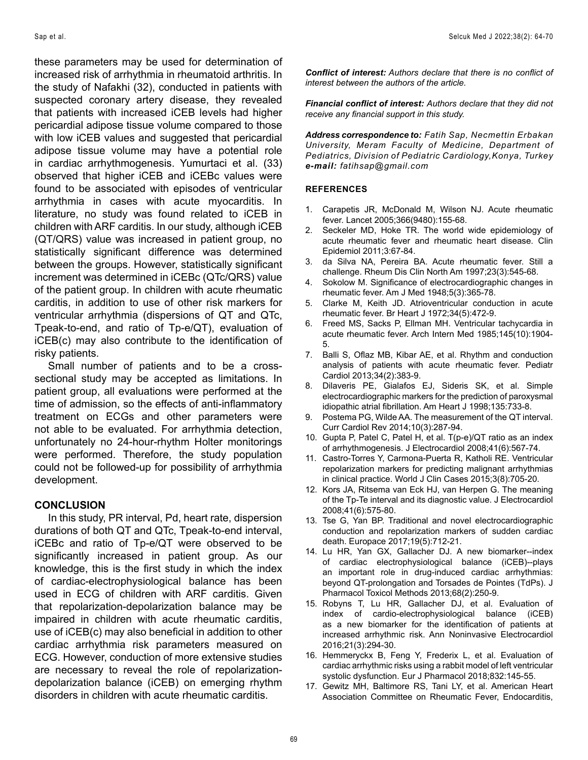these parameters may be used for determination of increased risk of arrhythmia in rheumatoid arthritis. In the study of Nafakhi (32), conducted in patients with suspected coronary artery disease, they revealed that patients with increased iCEB levels had higher pericardial adipose tissue volume compared to those with low iCEB values and suggested that pericardial adipose tissue volume may have a potential role in cardiac arrhythmogenesis. Yumurtaci et al. (33) observed that higher iCEB and iCEBc values were found to be associated with episodes of ventricular arrhythmia in cases with acute myocarditis. In literature, no study was found related to iCEB in children with ARF carditis. In our study, although iCEB (QT/QRS) value was increased in patient group, no statistically significant difference was determined between the groups. However, statistically significant increment was determined in iCEBc (QTc/QRS) value of the patient group. In children with acute rheumatic carditis, in addition to use of other risk markers for ventricular arrhythmia (dispersions of QT and QTc, Tpeak-to-end, and ratio of Tp-e/QT), evaluation of iCEB(c) may also contribute to the identification of risky patients.

Small number of patients and to be a cross-sectional study may be accepted as limitations. In patient group, all evaluations were performed at the time of admission, so the effects of anti-inflammatory treatment on ECGs and other parameters were not able to be evaluated. For arrhythmia detection, unfortunately no 24-hour-rhythm Holter monitorings were performed. Therefore, the study population could not be followed-up for possibility of arrhythmia development.

## CONCLUSION

In this study, PR interval, Pd, heart rate, dispersion durations of both QT and QTc, Tpeak-to-end interval, iCEBc and ratio of Tp-e/QT were observed to be significantly increased in patient group. As our knowledge, this is the first study in which the index of cardiac-electrophysiological balance has been used in ECG of children with ARF carditis. Given that repolarization-depolarization balance may be impaired in children with acute rheumatic carditis, use of iCEB(c) may also beneficial in addition to other cardiac arrhythmia risk parameters measured on ECG. However, conduction of more extensive studies are necessary to reveal the role of repolarization-depolarization balance (iCEB) on emerging rhythm disorders in children with acute rheumatic carditis.

***Conflict of interest:*** *Authors declare that there is no conflict of interest between the authors of the article.*

***Financial conflict of interest:*** *Authors declare that they did not receive any financial support in this study.*

***Address correspondence to:*** *Fatih Sap, Necmettin Erbakan University, Meram Faculty of Medicine, Department of Pediatrics, Division of Pediatric Cardiology,Konya, Turkey*
***e-mail:*** *fatihsap@gmail.com*

## REFERENCES

1. Carapetis JR, McDonald M, Wilson NJ. Acute rheumatic fever. Lancet 2005;366(9480):155-68.
2. Seckeler MD, Hoke TR. The world wide epidemiology of acute rheumatic fever and rheumatic heart disease. Clin Epidemiol 2011;3:67-84.
3. da Silva NA, Pereira BA. Acute rheumatic fever. Still a challenge. Rheum Dis Clin North Am 1997;23(3):545-68.
4. Sokolow M. Significance of electrocardiographic changes in rheumatic fever. Am J Med 1948;5(3):365-78.
5. Clarke M, Keith JD. Atrioventricular conduction in acute rheumatic fever. Br Heart J 1972;34(5):472-9.
6. Freed MS, Sacks P, Ellman MH. Ventricular tachycardia in acute rheumatic fever. Arch Intern Med 1985;145(10):1904-5.
7. Balli S, Oflaz MB, Kibar AE, et al. Rhythm and conduction analysis of patients with acute rheumatic fever. Pediatr Cardiol 2013;34(2):383-9.
8. Dilaveris PE, Gialafos EJ, Sideris SK, et al. Simple electrocardiographic markers for the prediction of paroxysmal idiopathic atrial fibrillation. Am Heart J 1998;135:733-8.
9. Postema PG, Wilde AA. The measurement of the QT interval. Curr Cardiol Rev 2014;10(3):287-94.
10. Gupta P, Patel C, Patel H, et al. T(p-e)/QT ratio as an index of arrhythmogenesis. J Electrocardiol 2008;41(6):567-74.
11. Castro-Torres Y, Carmona-Puerta R, Katholi RE. Ventricular repolarization markers for predicting malignant arrhythmias in clinical practice. World J Clin Cases 2015;3(8):705-20.
12. Kors JA, Ritsema van Eck HJ, van Herpen G. The meaning of the Tp-Te interval and its diagnostic value. J Electrocardiol 2008;41(6):575-80.
13. Tse G, Yan BP. Traditional and novel electrocardiographic conduction and repolarization markers of sudden cardiac death. Europace 2017;19(5):712-21.
14. Lu HR, Yan GX, Gallacher DJ. A new biomarker--index of cardiac electrophysiological balance (iCEB)--plays an important role in drug-induced cardiac arrhythmias: beyond QT-prolongation and Torsades de Pointes (TdPs). J Pharmacol Toxicol Methods 2013;68(2):250-9.
15. Robyns T, Lu HR, Gallacher DJ, et al. Evaluation of index of cardio-electrophysiological balance (iCEB) as a new biomarker for the identification of patients at increased arrhythmic risk. Ann Noninvasive Electrocardiol 2016;21(3):294-30.
16. Hemmeryckx B, Feng Y, Frederix L, et al. Evaluation of cardiac arrhythmic risks using a rabbit model of left ventricular systolic dysfunction. Eur J Pharmacol 2018;832:145-55.
17. Gewitz MH, Baltimore RS, Tani LY, et al. American Heart Association Committee on Rheumatic Fever, Endocarditis,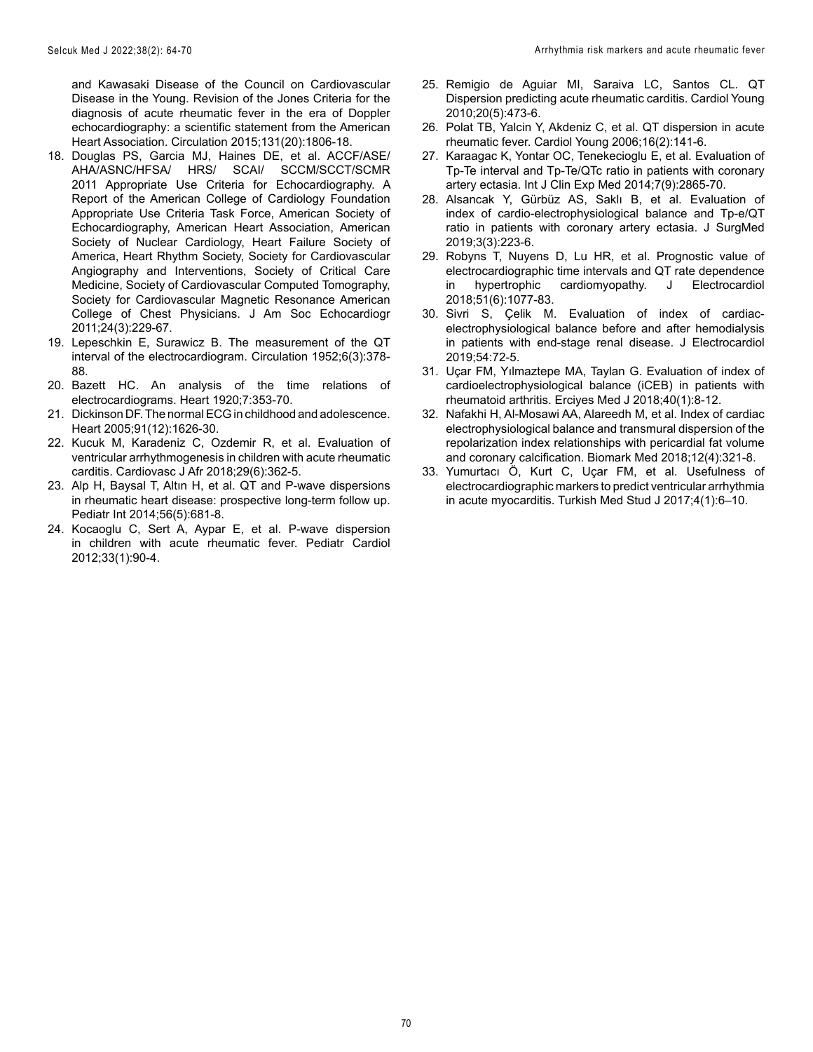and Kawasaki Disease of the Council on Cardiovascular Disease in the Young. Revision of the Jones Criteria for the diagnosis of acute rheumatic fever in the era of Doppler echocardiography: a scientific statement from the American Heart Association. Circulation 2015;131(20):1806-18.

18. Douglas PS, Garcia MJ, Haines DE, et al. ACCF/ASE/AHA/ASNC/HFSA/ HRS/ SCAI/ SCCM/SCCT/SCMR 2011 Appropriate Use Criteria for Echocardiography. A Report of the American College of Cardiology Foundation Appropriate Use Criteria Task Force, American Society of Echocardiography, American Heart Association, American Society of Nuclear Cardiology, Heart Failure Society of America, Heart Rhythm Society, Society for Cardiovascular Angiography and Interventions, Society of Critical Care Medicine, Society of Cardiovascular Computed Tomography, Society for Cardiovascular Magnetic Resonance American College of Chest Physicians. J Am Soc Echocardiogr 2011;24(3):229-67.
19. Lepeschkin E, Surawicz B. The measurement of the QT interval of the electrocardiogram. Circulation 1952;6(3):378-88.
20. Bazett HC. An analysis of the time relations of electrocardiograms. Heart 1920;7:353-70.
21. Dickinson DF. The normal ECG in childhood and adolescence. Heart 2005;91(12):1626-30.
22. Kucuk M, Karadeniz C, Ozdemir R, et al. Evaluation of ventricular arrhythmogenesis in children with acute rheumatic carditis. Cardiovasc J Afr 2018;29(6):362-5.
23. Alp H, Baysal T, Altın H, et al. QT and P-wave dispersions in rheumatic heart disease: prospective long-term follow up. Pediatr Int 2014;56(5):681-8.
24. Kocaoglu C, Sert A, Aypar E, et al. P-wave dispersion in children with acute rheumatic fever. Pediatr Cardiol 2012;33(1):90-4.
25. Remigio de Aguiar MI, Saraiva LC, Santos CL. QT Dispersion predicting acute rheumatic carditis. Cardiol Young 2010;20(5):473-6.
26. Polat TB, Yalcin Y, Akdeniz C, et al. QT dispersion in acute rheumatic fever. Cardiol Young 2006;16(2):141-6.
27. Karaagac K, Yontar OC, Tenekecioglu E, et al. Evaluation of Tp-Te interval and Tp-Te/QTc ratio in patients with coronary artery ectasia. Int J Clin Exp Med 2014;7(9):2865-70.
28. Alsancak Y, Gürbüz AS, Saklı B, et al. Evaluation of index of cardio-electrophysiological balance and Tp-e/QT ratio in patients with coronary artery ectasia. J SurgMed 2019;3(3):223-6.
29. Robyns T, Nuyens D, Lu HR, et al. Prognostic value of electrocardiographic time intervals and QT rate dependence in hypertrophic cardiomyopathy. J Electrocardiol 2018;51(6):1077-83.
30. Sivri S, Çelik M. Evaluation of index of cardiac-electrophysiological balance before and after hemodialysis in patients with end-stage renal disease. J Electrocardiol 2019;54:72-5.
31. Uçar FM, Yılmaztepe MA, Taylan G. Evaluation of index of cardioelectrophysiological balance (iCEB) in patients with rheumatoid arthritis. Erciyes Med J 2018;40(1):8-12.
32. Nafakhi H, Al-Mosawi AA, Alareedh M, et al. Index of cardiac electrophysiological balance and transmural dispersion of the repolarization index relationships with pericardial fat volume and coronary calcification. Biomark Med 2018;12(4):321-8.
33. Yumurtacı Ö, Kurt C, Uçar FM, et al. Usefulness of electrocardiographic markers to predict ventricular arrhythmia in acute myocarditis. Turkish Med Stud J 2017;4(1):6–10.